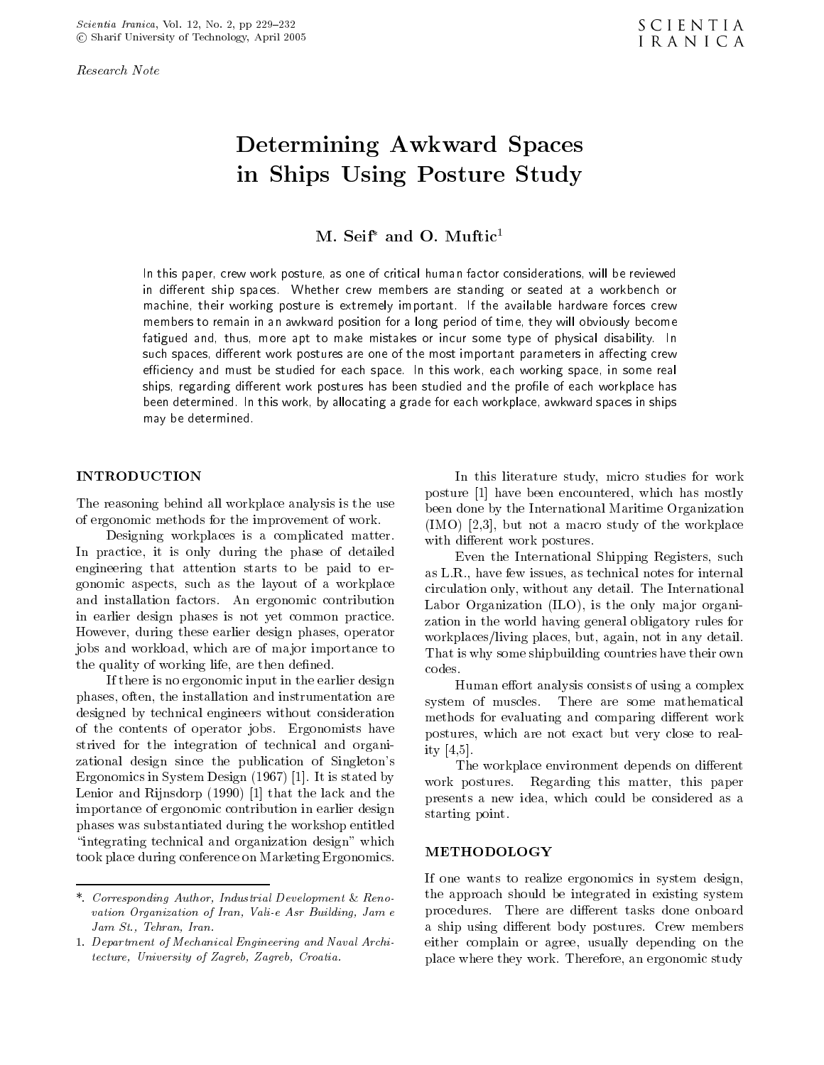*Research Note*

# Determining Awkward Spaces in Ships Using Posture Study

**M. Seif* and O. Muftic[1]**

In this paper, crew work posture, as one of critical human factor considerations, will be reviewed in different ship spaces. Whether crew members are standing or seated at a workbench or machine, their working posture is extremely important. If the available hardware forces crew members to remain in an awkward position for a long period of time, they will obviously become fatigued and, thus, more apt to make mistakes or incur some type of physical disability. In such spaces, different work postures are one of the most important parameters in affecting crew efficiency and must be studied for each space. In this work, each working space, in some real ships, regarding different work postures has been studied and the profile of each workplace has been determined. In this work, by allocating a grade for each workplace, awkward spaces in ships may be determined.

## INTRODUCTION

The reasoning behind all workplace analysis is the use of ergonomic methods for the improvement of work.

Designing workplaces is a complicated matter. In practice, it is only during the phase of detailed engineering that attention starts to be paid to ergonomic aspects, such as the layout of a workplace and installation factors. An ergonomic contribution in earlier design phases is not yet common practice. However, during these earlier design phases, operator jobs and workload, which are of major importance to the quality of working life, are then defined.

If there is no ergonomic input in the earlier design phases, often, the installation and instrumentation are designed by technical engineers without consideration of the contents of operator jobs. Ergonomists have strived for the integration of technical and organizational design since the publication of Singleton's Ergonomics in System Design (1967) [1]. It is stated by Lenior and Rijnsdorp (1990) [1] that the lack and the importance of ergonomic contribution in earlier design phases was substantiated during the workshop entitled "integrating technical and organization design" which took place during conference on Marketing Ergonomics.

In this literature study, micro studies for work posture [1] have been encountered, which has mostly been done by the International Maritime Organization (IMO) [2,3], but not a macro study of the workplace with different work postures.

Even the International Shipping Registers, such as L.R., have few issues, as technical notes for internal circulation only, without any detail. The International Labor Organization (ILO), is the only major organization in the world having general obligatory rules for workplaces/living places, but, again, not in any detail. That is why some shipbuilding countries have their own codes.

Human effort analysis consists of using a complex system of muscles. There are some mathematical methods for evaluating and comparing different work postures, which are not exact but very close to reality [4,5].

The workplace environment depends on different work postures. Regarding this matter, this paper presents a new idea, which could be considered as a starting point.

## METHODOLOGY

If one wants to realize ergonomics in system design, the approach should be integrated in existing system procedures. There are different tasks done onboard a ship using different body postures. Crew members either complain or agree, usually depending on the place where they work. Therefore, an ergonomic study

---

*. *Corresponding Author, Industrial Development & Renovation Organization of Iran, Vali-e Asr Building, Jam e Jam St., Tehran, Iran.*

1. *Department of Mechanical Engineering and Naval Architecture, University of Zagreb, Zagreb, Croatia.*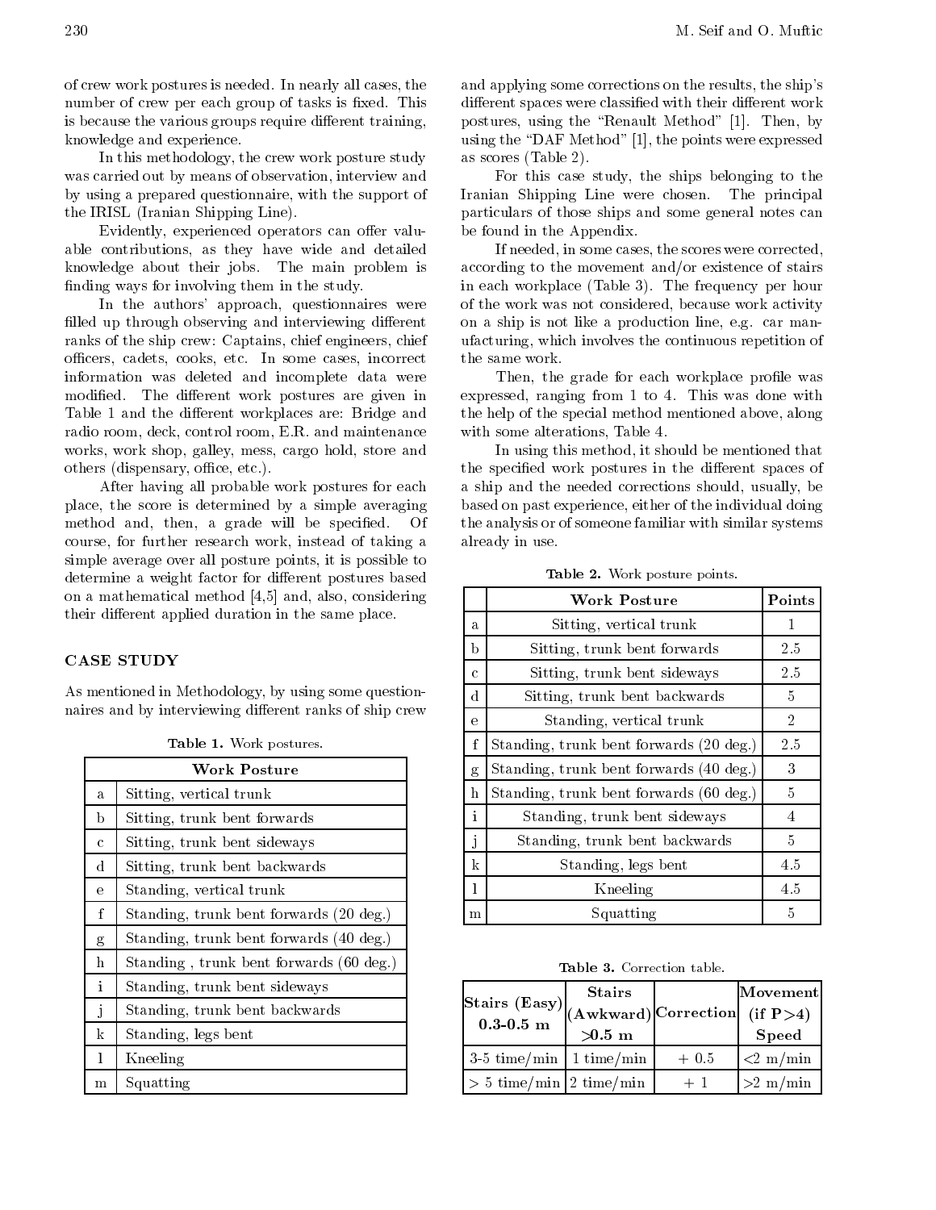of crew work postures is needed. In nearly all cases, the number of crew per each group of tasks is fixed. This is because the various groups require different training, knowledge and experience.

In this methodology, the crew work posture study was carried out by means of observation, interview and by using a prepared questionnaire, with the support of the IRISL (Iranian Shipping Line).

Evidently, experienced operators can offer valuable contributions, as they have wide and detailed knowledge about their jobs. The main problem is finding ways for involving them in the study.

In the authors' approach, questionnaires were filled up through observing and interviewing different ranks of the ship crew: Captains, chief engineers, chief officers, cadets, cooks, etc. In some cases, incorrect information was deleted and incomplete data were modified. The different work postures are given in Table 1 and the different workplaces are: Bridge and radio room, deck, control room, E.R. and maintenance works, work shop, galley, mess, cargo hold, store and others (dispensary, office, etc.).

After having all probable work postures for each place, the score is determined by a simple averaging method and, then, a grade will be specified. Of course, for further research work, instead of taking a simple average over all posture points, it is possible to determine a weight factor for different postures based on a mathematical method [4,5] and, also, considering their different applied duration in the same place.

## CASE STUDY

As mentioned in Methodology, by using some questionnaires and by interviewing different ranks of ship crew and applying some corrections on the results, the ship's different spaces were classified with their different work postures, using the "Renault Method" [1]. Then, by using the "DAF Method" [1], the points were expressed as scores (Table 2).

**Table 1.** Work postures.

| | Work Posture |
|---|---|
| a | Sitting, vertical trunk |
| b | Sitting, trunk bent forwards |
| c | Sitting, trunk bent sideways |
| d | Sitting, trunk bent backwards |
| e | Standing, vertical trunk |
| f | Standing, trunk bent forwards (20 deg.) |
| g | Standing, trunk bent forwards (40 deg.) |
| h | Standing , trunk bent forwards (60 deg.) |
| i | Standing, trunk bent sideways |
| j | Standing, trunk bent backwards |
| k | Standing, legs bent |
| l | Kneeling |
| m | Squatting |

For this case study, the ships belonging to the Iranian Shipping Line were chosen. The principal particulars of those ships and some general notes can be found in the Appendix.

If needed, in some cases, the scores were corrected, according to the movement and/or existence of stairs in each workplace (Table 3). The frequency per hour of the work was not considered, because work activity on a ship is not like a production line, e.g. car manufacturing, which involves the continuous repetition of the same work.

Then, the grade for each workplace profile was expressed, ranging from 1 to 4. This was done with the help of the special method mentioned above, along with some alterations, Table 4.

In using this method, it should be mentioned that the specified work postures in the different spaces of a ship and the needed corrections should, usually, be based on past experience, either of the individual doing the analysis or of someone familiar with similar systems already in use.

**Table 2.** Work posture points.

| | Work Posture | Points |
|---|---|---|
| a | Sitting, vertical trunk | 1 |
| b | Sitting, trunk bent forwards | 2.5 |
| c | Sitting, trunk bent sideways | 2.5 |
| d | Sitting, trunk bent backwards | 5 |
| e | Standing, vertical trunk | 2 |
| f | Standing, trunk bent forwards (20 deg.) | 2.5 |
| g | Standing, trunk bent forwards (40 deg.) | 3 |
| h | Standing, trunk bent forwards (60 deg.) | 5 |
| i | Standing, trunk bent sideways | 4 |
| j | Standing, trunk bent backwards | 5 |
| k | Standing, legs bent | 4.5 |
| l | Kneeling | 4.5 |
| m | Squatting | 5 |

**Table 3.** Correction table.

| Stairs (Easy) 0.3-0.5 m | Stairs (Awkward) >0.5 m | Correction | Movement (if P>4) Speed |
|---|---|---|---|
| 3-5 time/min | 1 time/min | + 0.5 | <2 m/min |
| > 5 time/min | 2 time/min | + 1 | >2 m/min |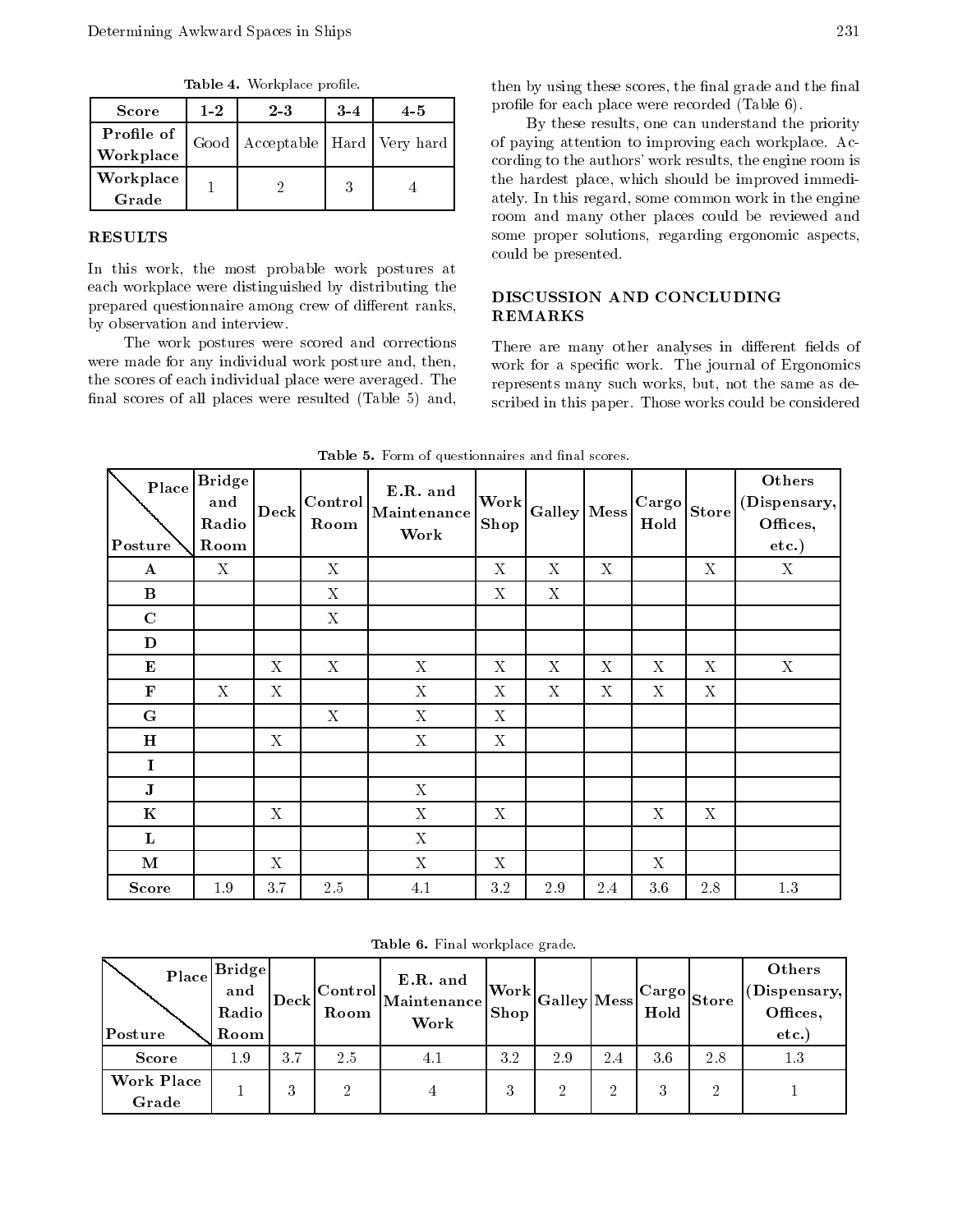**Table 4.** Workplace profile.

| Score | 1-2 | 2-3 | 3-4 | 4-5 |
|---|---|---|---|---|
| **Profile of Workplace** | Good | Acceptable | Hard | Very hard |
| **Workplace Grade** | 1 | 2 | 3 | 4 |

## RESULTS

In this work, the most probable work postures at each workplace were distinguished by distributing the prepared questionnaire among crew of different ranks, by observation and interview.

The work postures were scored and corrections were made for any individual work posture and, then, the scores of each individual place were averaged. The final scores of all places were resulted (Table 5) and, then by using these scores, the final grade and the final profile for each place were recorded (Table 6).

By these results, one can understand the priority of paying attention to improving each workplace. According to the authors' work results, the engine room is the hardest place, which should be improved immediately. In this regard, some common work in the engine room and many other places could be reviewed and some proper solutions, regarding ergonomic aspects, could be presented.

## DISCUSSION AND CONCLUDING REMARKS

There are many other analyses in different fields of work for a specific work. The journal of Ergonomics represents many such works, but, not the same as described in this paper. Those works could be considered

**Table 5.** Form of questionnaires and final scores.

| Place / Posture | Bridge and Radio Room | Deck | Control Room | E.R. and Maintenance Work | Work Shop | Galley | Mess | Cargo Hold | Store | Others (Dispensary, Offices, etc.) |
|---|---|---|---|---|---|---|---|---|---|---|
| **A** | X | | X | | X | X | X | | X | X |
| **B** | | | X | | X | X | | | | |
| **C** | | | X | | | | | | | |
| **D** | | | | | | | | | | |
| **E** | | X | X | X | X | X | X | X | X | X |
| **F** | X | X | | X | X | X | X | X | X | |
| **G** | | | X | X | X | | | | | |
| **H** | | X | | X | X | | | | | |
| **I** | | | | | | | | | | |
| **J** | | | | X | | | | | | |
| **K** | | X | | X | X | | | X | X | |
| **L** | | | | X | | | | | | |
| **M** | | X | | X | X | | | X | | |
| **Score** | 1.9 | 3.7 | 2.5 | 4.1 | 3.2 | 2.9 | 2.4 | 3.6 | 2.8 | 1.3 |

**Table 6.** Final workplace grade.

| Place / Posture | Bridge and Radio Room | Deck | Control Room | E.R. and Maintenance Work | Work Shop | Galley | Mess | Cargo Hold | Store | Others (Dispensary, Offices, etc.) |
|---|---|---|---|---|---|---|---|---|---|---|
| **Score** | 1.9 | 3.7 | 2.5 | 4.1 | 3.2 | 2.9 | 2.4 | 3.6 | 2.8 | 1.3 |
| **Work Place Grade** | 1 | 3 | 2 | 4 | 3 | 2 | 2 | 3 | 2 | 1 |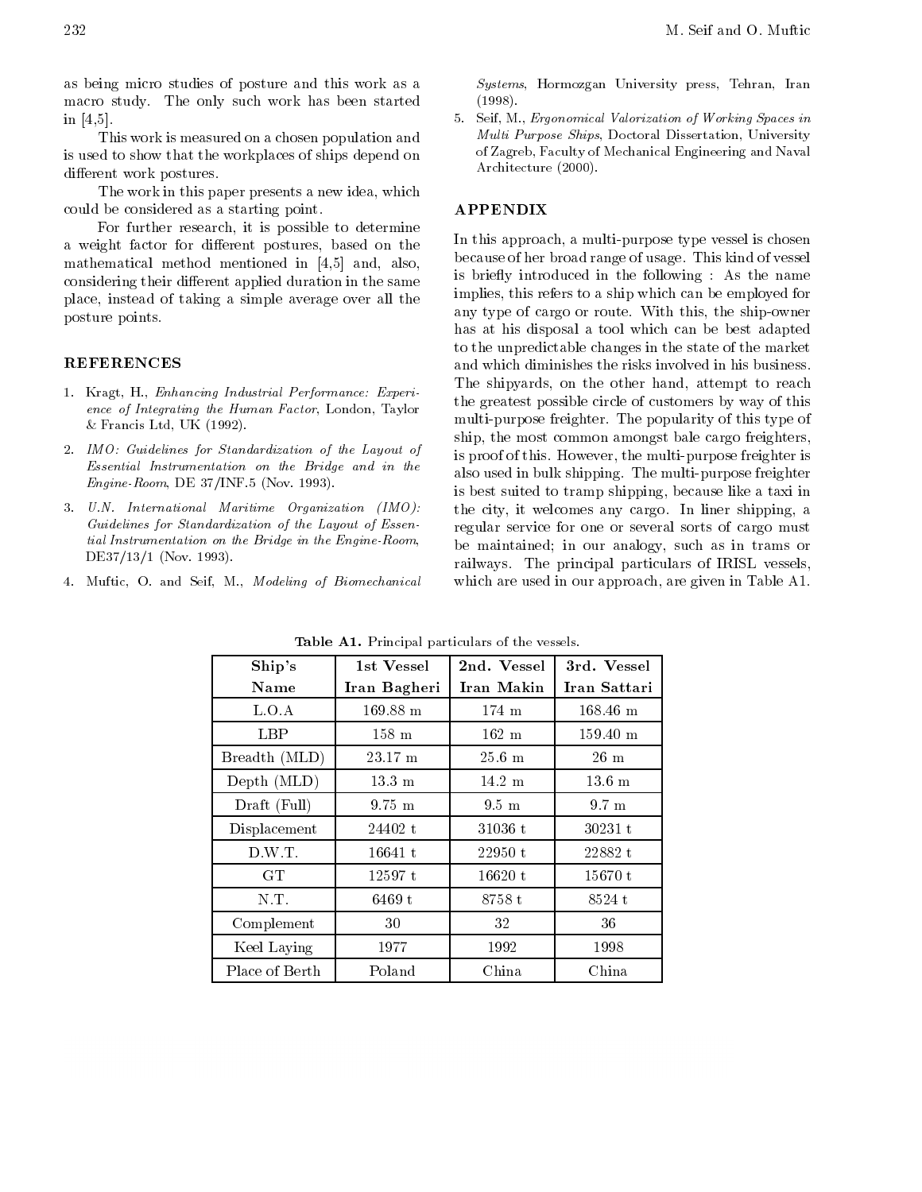as being micro studies of posture and this work as a macro study. The only such work has been started in [4,5].

This work is measured on a chosen population and is used to show that the workplaces of ships depend on different work postures.

The work in this paper presents a new idea, which could be considered as a starting point.

For further research, it is possible to determine a weight factor for different postures, based on the mathematical method mentioned in [4,5] and, also, considering their different applied duration in the same place, instead of taking a simple average over all the posture points.

## REFERENCES

1. Kragt, H., *Enhancing Industrial Performance: Experience of Integrating the Human Factor*, London, Taylor & Francis Ltd, UK (1992).
2. *IMO: Guidelines for Standardization of the Layout of Essential Instrumentation on the Bridge and in the Engine-Room*, DE 37/INF.5 (Nov. 1993).
3. *U.N. International Maritime Organization (IMO): Guidelines for Standardization of the Layout of Essential Instrumentation on the Bridge in the Engine-Room*, DE37/13/1 (Nov. 1993).
4. Muftic, O. and Seif, M., *Modeling of Biomechanical Systems*, Hormozgan University press, Tehran, Iran (1998).
5. Seif, M., *Ergonomical Valorization of Working Spaces in Multi Purpose Ships*, Doctoral Dissertation, University of Zagreb, Faculty of Mechanical Engineering and Naval Architecture (2000).

## APPENDIX

In this approach, a multi-purpose type vessel is chosen because of her broad range of usage. This kind of vessel is briefly introduced in the following : As the name implies, this refers to a ship which can be employed for any type of cargo or route. With this, the ship-owner has at his disposal a tool which can be best adapted to the unpredictable changes in the state of the market and which diminishes the risks involved in his business. The shipyards, on the other hand, attempt to reach the greatest possible circle of customers by way of this multi-purpose freighter. The popularity of this type of ship, the most common amongst bale cargo freighters, is proof of this. However, the multi-purpose freighter is also used in bulk shipping. The multi-purpose freighter is best suited to tramp shipping, because like a taxi in the city, it welcomes any cargo. In liner shipping, a regular service for one or several sorts of cargo must be maintained; in our analogy, such as in trams or railways. The principal particulars of IRISL vessels, which are used in our approach, are given in Table A1.

**Table A1.** Principal particulars of the vessels.

| Ship's Name | 1st Vessel Iran Bagheri | 2nd. Vessel Iran Makin | 3rd. Vessel Iran Sattari |
|---|---|---|---|
| L.O.A | 169.88 m | 174 m | 168.46 m |
| LBP | 158 m | 162 m | 159.40 m |
| Breadth (MLD) | 23.17 m | 25.6 m | 26 m |
| Depth (MLD) | 13.3 m | 14.2 m | 13.6 m |
| Draft (Full) | 9.75 m | 9.5 m | 9.7 m |
| Displacement | 24402 t | 31036 t | 30231 t |
| D.W.T. | 16641 t | 22950 t | 22882 t |
| GT | 12597 t | 16620 t | 15670 t |
| N.T. | 6469 t | 8758 t | 8524 t |
| Complement | 30 | 32 | 36 |
| Keel Laying | 1977 | 1992 | 1998 |
| Place of Berth | Poland | China | China |